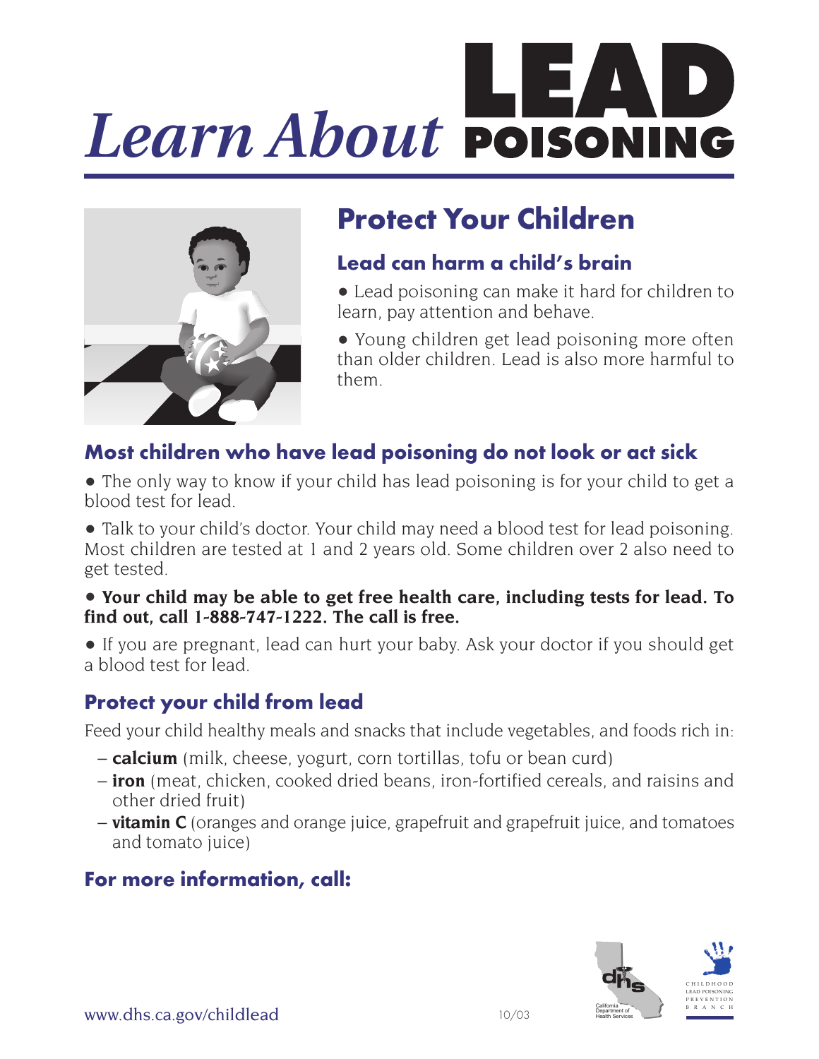# *Learn About* LEAD POISONING

## Protect Your Children

### Lead can harm a child's brain

- Lead poisoning can make it hard for children to learn, pay attention and behave.
- Young children get lead poisoning more often than older children. Lead is also more harmful to them.

### Most children who have lead poisoning do not look or act sick

- The only way to know if your child has lead poisoning is for your child to get a blood test for lead.
- Talk to your child's doctor. Your child may need a blood test for lead poisoning. Most children are tested at 1 and 2 years old. Some children over 2 also need to get tested.
- **Your child may be able to get free health care, including tests for lead. To find out, call 1-888-747-1222. The call is free.**
- If you are pregnant, lead can hurt your baby. Ask your doctor if you should get a blood test for lead.

### Protect your child from lead

Feed your child healthy meals and snacks that include vegetables, and foods rich in:

- **calcium** (milk, cheese, yogurt, corn tortillas, tofu or bean curd)
- **iron** (meat, chicken, cooked dried beans, iron-fortified cereals, and raisins and other dried fruit)
- **vitamin C** (oranges and orange juice, grapefruit and grapefruit juice, and tomatoes and tomato juice)

### For more information, call:

www.dhs.ca.gov/childlead

10/03

California Department of Health Services

CHILDHOOD LEAD POISONING PREVENTION BRANCH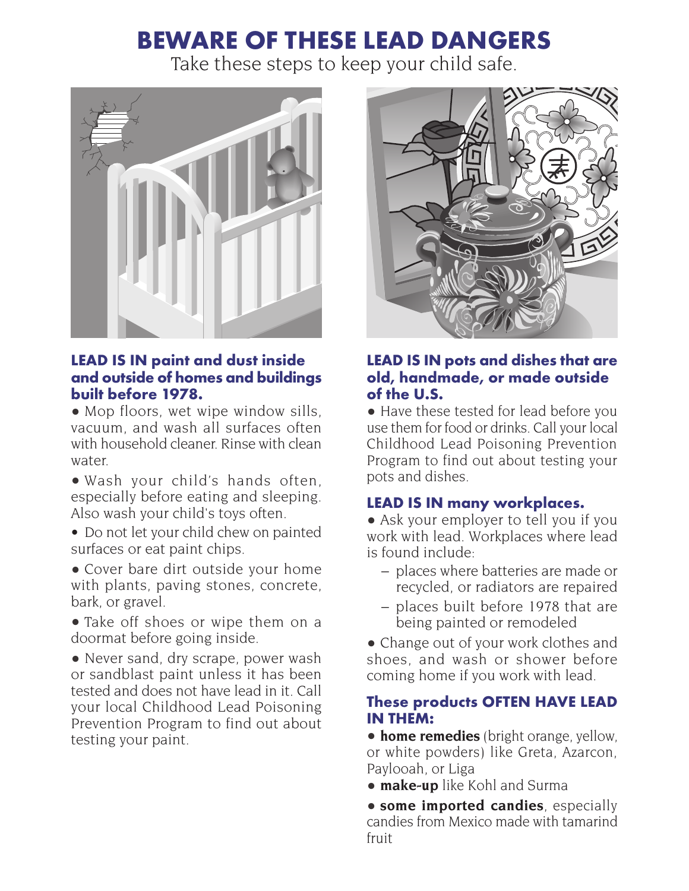# BEWARE OF THESE LEAD DANGERS

Take these steps to keep your child safe.

### LEAD IS IN paint and dust inside and outside of homes and buildings built before 1978.

- Mop floors, wet wipe window sills, vacuum, and wash all surfaces often with household cleaner. Rinse with clean water.
- Wash your child's hands often, especially before eating and sleeping. Also wash your child's toys often.
- Do not let your child chew on painted surfaces or eat paint chips.
- Cover bare dirt outside your home with plants, paving stones, concrete, bark, or gravel.
- Take off shoes or wipe them on a doormat before going inside.
- Never sand, dry scrape, power wash or sandblast paint unless it has been tested and does not have lead in it. Call your local Childhood Lead Poisoning Prevention Program to find out about testing your paint.

### LEAD IS IN pots and dishes that are old, handmade, or made outside of the U.S.

- Have these tested for lead before you use them for food or drinks. Call your local Childhood Lead Poisoning Prevention Program to find out about testing your pots and dishes.

### LEAD IS IN many workplaces.

- Ask your employer to tell you if you work with lead. Workplaces where lead is found include:
  - places where batteries are made or recycled, or radiators are repaired
  - places built before 1978 that are being painted or remodeled
- Change out of your work clothes and shoes, and wash or shower before coming home if you work with lead.

### These products OFTEN HAVE LEAD IN THEM:

- **home remedies** (bright orange, yellow, or white powders) like Greta, Azarcon, Paylooah, or Liga
- **make-up** like Kohl and Surma
- **some imported candies**, especially candies from Mexico made with tamarind fruit